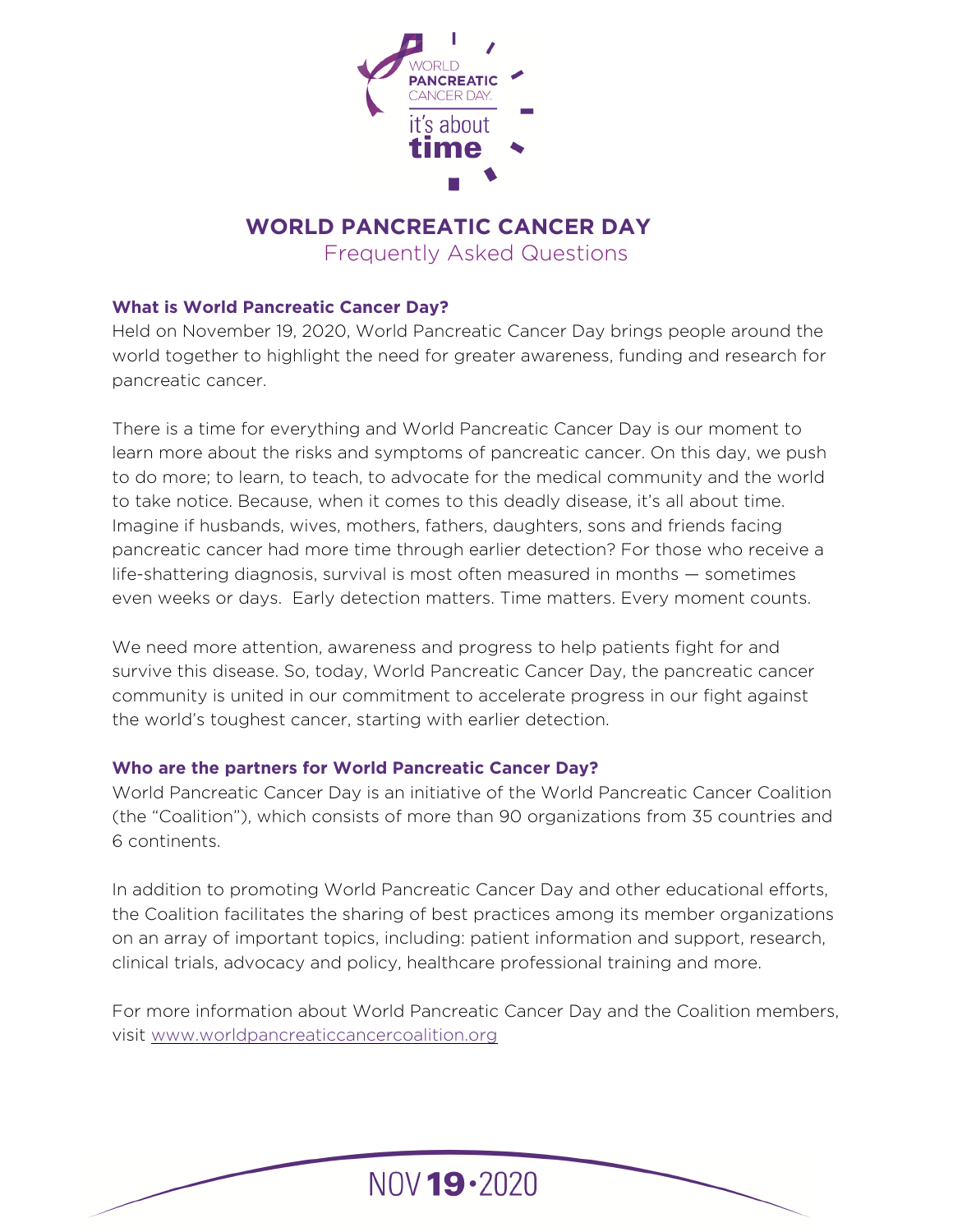# WORLD PANCREATIC CANCER DAY

## Frequently Asked Questions

### What is World Pancreatic Cancer Day?

Held on November 19, 2020, World Pancreatic Cancer Day brings people around the world together to highlight the need for greater awareness, funding and research for pancreatic cancer.

There is a time for everything and World Pancreatic Cancer Day is our moment to learn more about the risks and symptoms of pancreatic cancer. On this day, we push to do more; to learn, to teach, to advocate for the medical community and the world to take notice. Because, when it comes to this deadly disease, it's all about time. Imagine if husbands, wives, mothers, fathers, daughters, sons and friends facing pancreatic cancer had more time through earlier detection? For those who receive a life-shattering diagnosis, survival is most often measured in months — sometimes even weeks or days. Early detection matters. Time matters. Every moment counts.

We need more attention, awareness and progress to help patients fight for and survive this disease. So, today, World Pancreatic Cancer Day, the pancreatic cancer community is united in our commitment to accelerate progress in our fight against the world's toughest cancer, starting with earlier detection.

### Who are the partners for World Pancreatic Cancer Day?

World Pancreatic Cancer Day is an initiative of the World Pancreatic Cancer Coalition (the "Coalition"), which consists of more than 90 organizations from 35 countries and 6 continents.

In addition to promoting World Pancreatic Cancer Day and other educational efforts, the Coalition facilitates the sharing of best practices among its member organizations on an array of important topics, including: patient information and support, research, clinical trials, advocacy and policy, healthcare professional training and more.

For more information about World Pancreatic Cancer Day and the Coalition members, visit www.worldpancreaticcancercoalition.org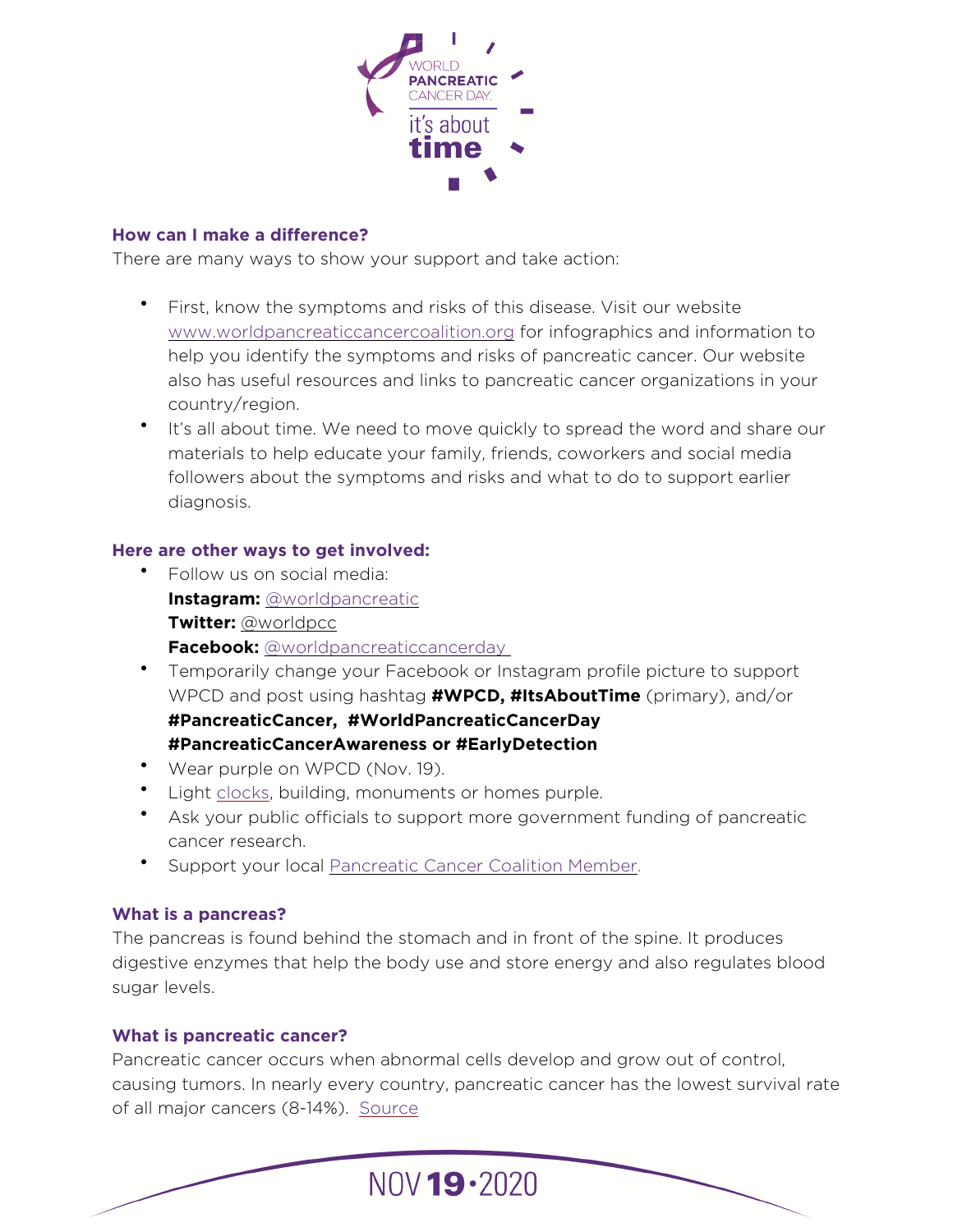### How can I make a difference?

There are many ways to show your support and take action:

- First, know the symptoms and risks of this disease. Visit our website www.worldpancreaticcancercoalition.org for infographics and information to help you identify the symptoms and risks of pancreatic cancer. Our website also has useful resources and links to pancreatic cancer organizations in your country/region.
- It's all about time. We need to move quickly to spread the word and share our materials to help educate your family, friends, coworkers and social media followers about the symptoms and risks and what to do to support earlier diagnosis.

### Here are other ways to get involved:

- Follow us on social media:
  **Instagram:** @worldpancreatic
  **Twitter:** @worldpcc
  **Facebook:** @worldpancreaticcancerday
- Temporarily change your Facebook or Instagram profile picture to support WPCD and post using hashtag **#WPCD, #ItsAboutTime** (primary), and/or **#PancreaticCancer, #WorldPancreaticCancerDay #PancreaticCancerAwareness or #EarlyDetection**
- Wear purple on WPCD (Nov. 19).
- Light clocks, building, monuments or homes purple.
- Ask your public officials to support more government funding of pancreatic cancer research.
- Support your local Pancreatic Cancer Coalition Member.

### What is a pancreas?

The pancreas is found behind the stomach and in front of the spine. It produces digestive enzymes that help the body use and store energy and also regulates blood sugar levels.

### What is pancreatic cancer?

Pancreatic cancer occurs when abnormal cells develop and grow out of control, causing tumors. In nearly every country, pancreatic cancer has the lowest survival rate of all major cancers (8-14%). Source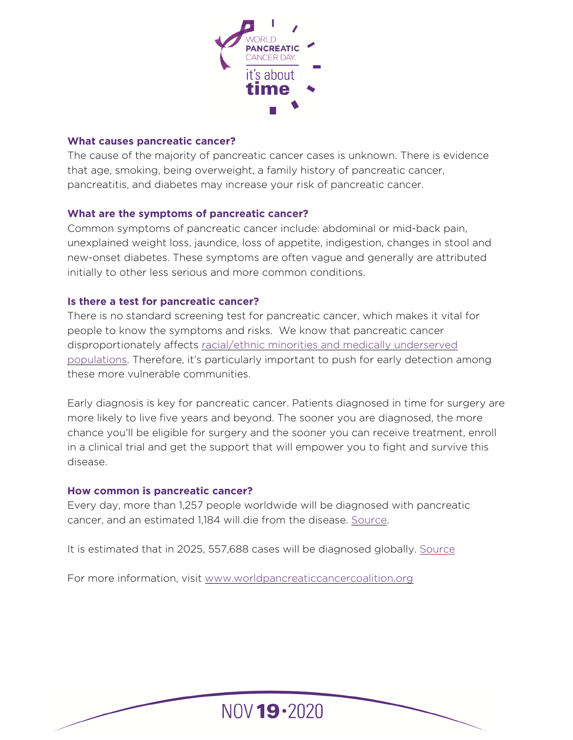### What causes pancreatic cancer?

The cause of the majority of pancreatic cancer cases is unknown. There is evidence that age, smoking, being overweight, a family history of pancreatic cancer, pancreatitis, and diabetes may increase your risk of pancreatic cancer.

### What are the symptoms of pancreatic cancer?

Common symptoms of pancreatic cancer include: abdominal or mid-back pain, unexplained weight loss, jaundice, loss of appetite, indigestion, changes in stool and new-onset diabetes. These symptoms are often vague and generally are attributed initially to other less serious and more common conditions.

### Is there a test for pancreatic cancer?

There is no standard screening test for pancreatic cancer, which makes it vital for people to know the symptoms and risks. We know that pancreatic cancer disproportionately affects racial/ethnic minorities and medically underserved populations. Therefore, it's particularly important to push for early detection among these more vulnerable communities.

Early diagnosis is key for pancreatic cancer. Patients diagnosed in time for surgery are more likely to live five years and beyond. The sooner you are diagnosed, the more chance you'll be eligible for surgery and the sooner you can receive treatment, enroll in a clinical trial and get the support that will empower you to fight and survive this disease.

### How common is pancreatic cancer?

Every day, more than 1,257 people worldwide will be diagnosed with pancreatic cancer, and an estimated 1,184 will die from the disease. Source.

It is estimated that in 2025, 557,688 cases will be diagnosed globally. Source

For more information, visit www.worldpancreaticcancercoalition.org